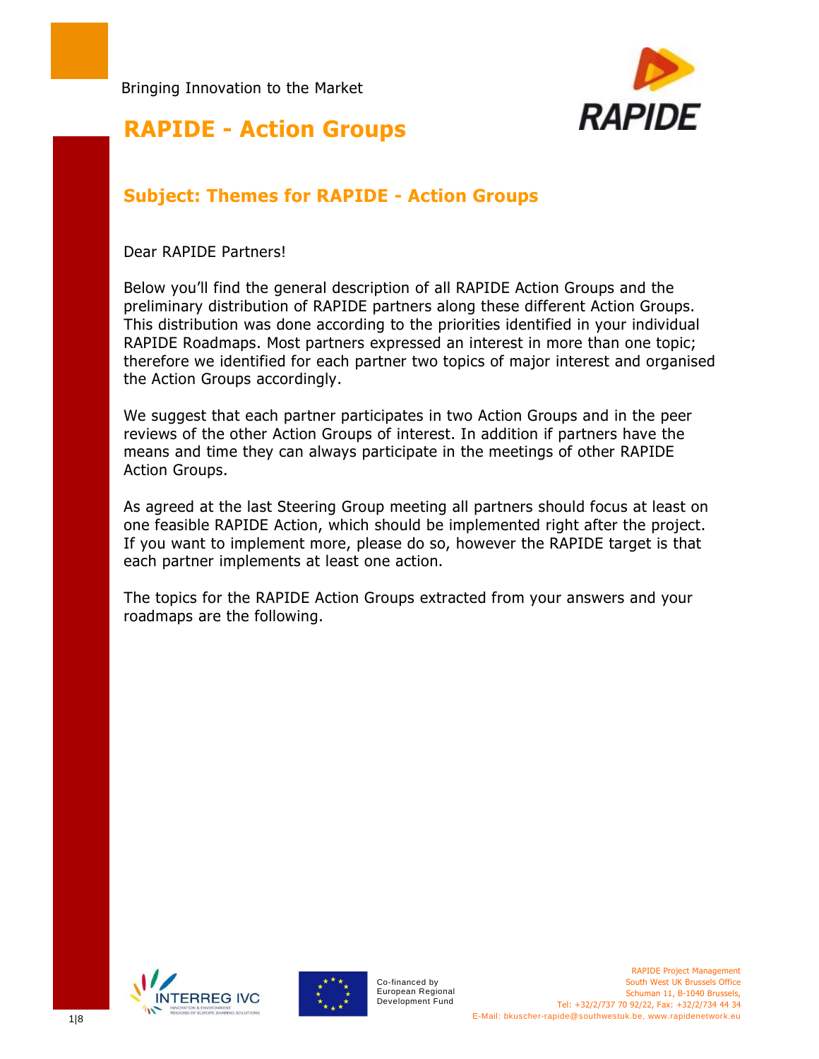Bringing Innovation to the Market

# RAPIDE - Action Groups

## Subject: Themes for RAPIDE - Action Groups

Dear RAPIDE Partners!

Below you'll find the general description of all RAPIDE Action Groups and the preliminary distribution of RAPIDE partners along these different Action Groups. This distribution was done according to the priorities identified in your individual RAPIDE Roadmaps. Most partners expressed an interest in more than one topic; therefore we identified for each partner two topics of major interest and organised the Action Groups accordingly.

We suggest that each partner participates in two Action Groups and in the peer reviews of the other Action Groups of interest. In addition if partners have the means and time they can always participate in the meetings of other RAPIDE Action Groups.

As agreed at the last Steering Group meeting all partners should focus at least on one feasible RAPIDE Action, which should be implemented right after the project. If you want to implement more, please do so, however the RAPIDE target is that each partner implements at least one action.

The topics for the RAPIDE Action Groups extracted from your answers and your roadmaps are the following.

Co-financed by European Regional Development Fund

RAPIDE Project Management
South West UK Brussels Office
Schuman 11, B-1040 Brussels,
Tel: +32/2/737 70 92/22, Fax: +32/2/734 44 34
E-Mail: bkuscher-rapide@southwestuk.be, www.rapidenetwork.eu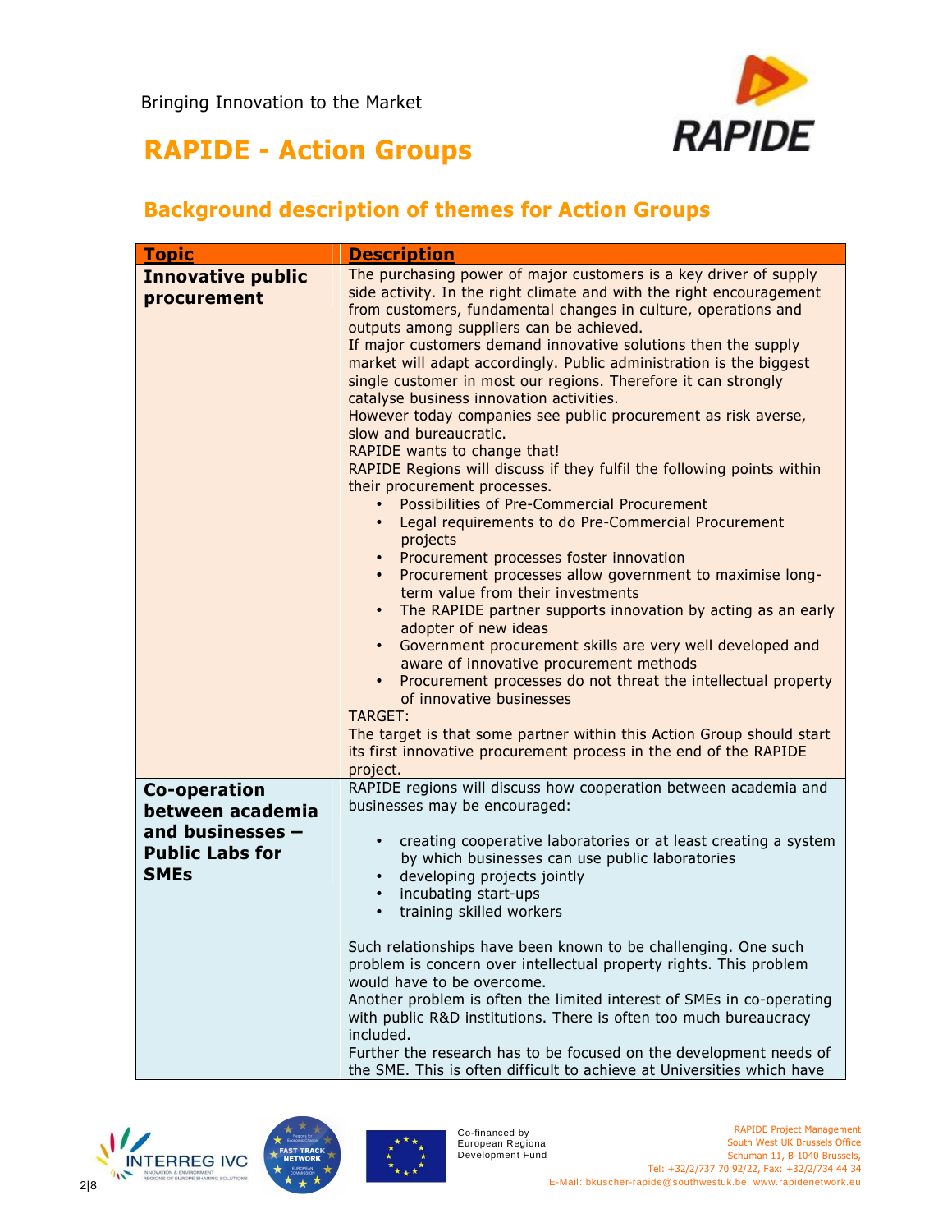Bringing Innovation to the Market

# RAPIDE - Action Groups

## Background description of themes for Action Groups

| Topic | Description |
|---|---|
| **Innovative public procurement** | The purchasing power of major customers is a key driver of supply side activity. In the right climate and with the right encouragement from customers, fundamental changes in culture, operations and outputs among suppliers can be achieved.<br>If major customers demand innovative solutions then the supply market will adapt accordingly. Public administration is the biggest single customer in most our regions. Therefore it can strongly catalyse business innovation activities.<br>However today companies see public procurement as risk averse, slow and bureaucratic.<br>RAPIDE wants to change that!<br>RAPIDE Regions will discuss if they fulfil the following points within their procurement processes.<br>• Possibilities of Pre-Commercial Procurement<br>• Legal requirements to do Pre-Commercial Procurement projects<br>• Procurement processes foster innovation<br>• Procurement processes allow government to maximise long-term value from their investments<br>• The RAPIDE partner supports innovation by acting as an early adopter of new ideas<br>• Government procurement skills are very well developed and aware of innovative procurement methods<br>• Procurement processes do not threat the intellectual property of innovative businesses<br>TARGET:<br>The target is that some partner within this Action Group should start its first innovative procurement process in the end of the RAPIDE project. |
| **Co-operation between academia and businesses – Public Labs for SMEs** | RAPIDE regions will discuss how cooperation between academia and businesses may be encouraged:<br>• creating cooperative laboratories or at least creating a system by which businesses can use public laboratories<br>• developing projects jointly<br>• incubating start-ups<br>• training skilled workers<br><br>Such relationships have been known to be challenging. One such problem is concern over intellectual property rights. This problem would have to be overcome.<br>Another problem is often the limited interest of SMEs in co-operating with public R&D institutions. There is often too much bureaucracy included.<br>Further the research has to be focused on the development needs of the SME. This is often difficult to achieve at Universities which have |

Co-financed by European Regional Development Fund

RAPIDE Project Management
South West UK Brussels Office
Schuman 11, B-1040 Brussels,
Tel: +32/2/737 70 92/22, Fax: +32/2/734 44 34
E-Mail: bkuscher-rapide@southwestuk.be, www.rapidenetwork.eu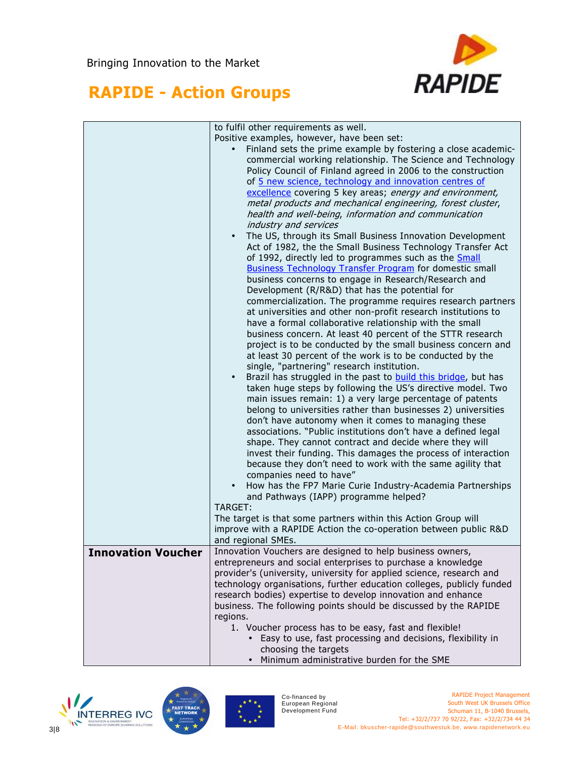| | |
|---|---|
| | to fulfil other requirements as well.<br>Positive examples, however, have been set:<br>• Finland sets the prime example by fostering a close academic-commercial working relationship. The Science and Technology Policy Council of Finland agreed in 2006 to the construction of [5 new science, technology and innovation centres of excellence]() covering 5 key areas; *energy and environment, metal products and mechanical engineering, forest cluster*, *health and well-being*, *information and communication industry and services*<br>• The US, through its Small Business Innovation Development Act of 1982, the the Small Business Technology Transfer Act of 1992, directly led to programmes such as the [Small Business Technology Transfer Program]() for domestic small business concerns to engage in Research/Research and Development (R/R&D) that has the potential for commercialization. The programme requires research partners at universities and other non-profit research institutions to have a formal collaborative relationship with the small business concern. At least 40 percent of the STTR research project is to be conducted by the small business concern and at least 30 percent of the work is to be conducted by the single, "partnering" research institution.<br>• Brazil has struggled in the past to [build this bridge](), but has taken huge steps by following the US's directive model. Two main issues remain: 1) a very large percentage of patents belong to universities rather than businesses 2) universities don't have autonomy when it comes to managing these associations. "Public institutions don't have a defined legal shape. They cannot contract and decide where they will invest their funding. This damages the process of interaction because they don't need to work with the same agility that companies need to have"<br>• How has the FP7 Marie Curie Industry-Academia Partnerships and Pathways (IAPP) programme helped?<br>TARGET:<br>The target is that some partners within this Action Group will improve with a RAPIDE Action the co-operation between public R&D and regional SMEs. |
| **Innovation Voucher** | Innovation Vouchers are designed to help business owners, entrepreneurs and social enterprises to purchase a knowledge provider's (university, university for applied science, research and technology organisations, further education colleges, publicly funded research bodies) expertise to develop innovation and enhance business. The following points should be discussed by the RAPIDE regions.<br>1. Voucher process has to be easy, fast and flexible!<br>  • Easy to use, fast processing and decisions, flexibility in choosing the targets<br>  • Minimum administrative burden for the SME |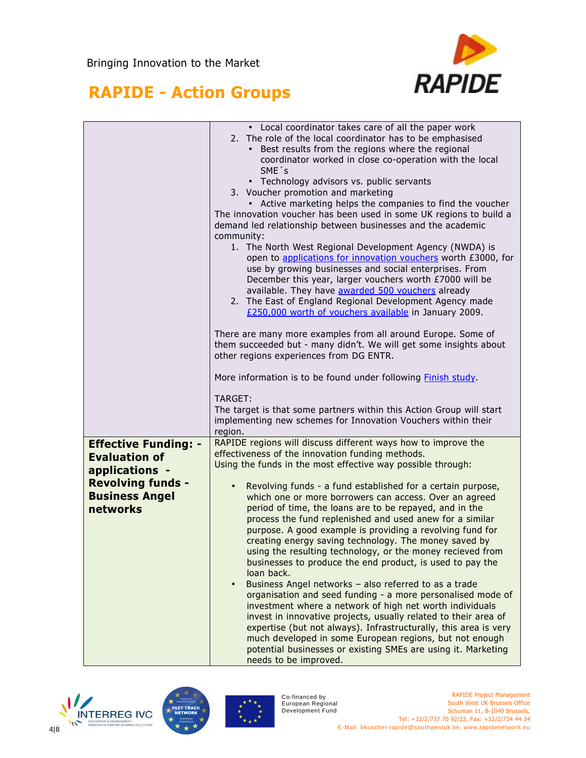| | |
|---|---|
| | • Local coordinator takes care of all the paper work<br>2. The role of the local coordinator has to be emphasised<br>• Best results from the regions where the regional coordinator worked in close co-operation with the local SME´s<br>• Technology advisors vs. public servants<br>3. Voucher promotion and marketing<br>• Active marketing helps the companies to find the voucher<br>The innovation voucher has been used in some UK regions to build a demand led relationship between businesses and the academic community:<br>1. The North West Regional Development Agency (NWDA) is open to applications for innovation vouchers worth £3000, for use by growing businesses and social enterprises. From December this year, larger vouchers worth £7000 will be available. They have awarded 500 vouchers already<br>2. The East of England Regional Development Agency made £250,000 worth of vouchers available in January 2009.<br><br>There are many more examples from all around Europe. Some of them succeeded but - many didn't. We will get some insights about other regions experiences from DG ENTR.<br><br>More information is to be found under following Finish study.<br><br>TARGET:<br>The target is that some partners within this Action Group will start implementing new schemes for Innovation Vouchers within their region. |
| **Effective Funding: - Evaluation of applications - Revolving funds - Business Angel networks** | RAPIDE regions will discuss different ways how to improve the effectiveness of the innovation funding methods.<br>Using the funds in the most effective way possible through:<br><br>• Revolving funds - a fund established for a certain purpose, which one or more borrowers can access. Over an agreed period of time, the loans are to be repayed, and in the process the fund replenished and used anew for a similar purpose. A good example is providing a revolving fund for creating energy saving technology. The money saved by using the resulting technology, or the money recieved from businesses to produce the end product, is used to pay the loan back.<br>• Business Angel networks – also referred to as a trade organisation and seed funding - a more personalised mode of investment where a network of high net worth individuals invest in innovative projects, usually related to their area of expertise (but not always). Infrastructurally, this area is very much developed in some European regions, but not enough potential businesses or existing SMEs are using it. Marketing needs to be improved. |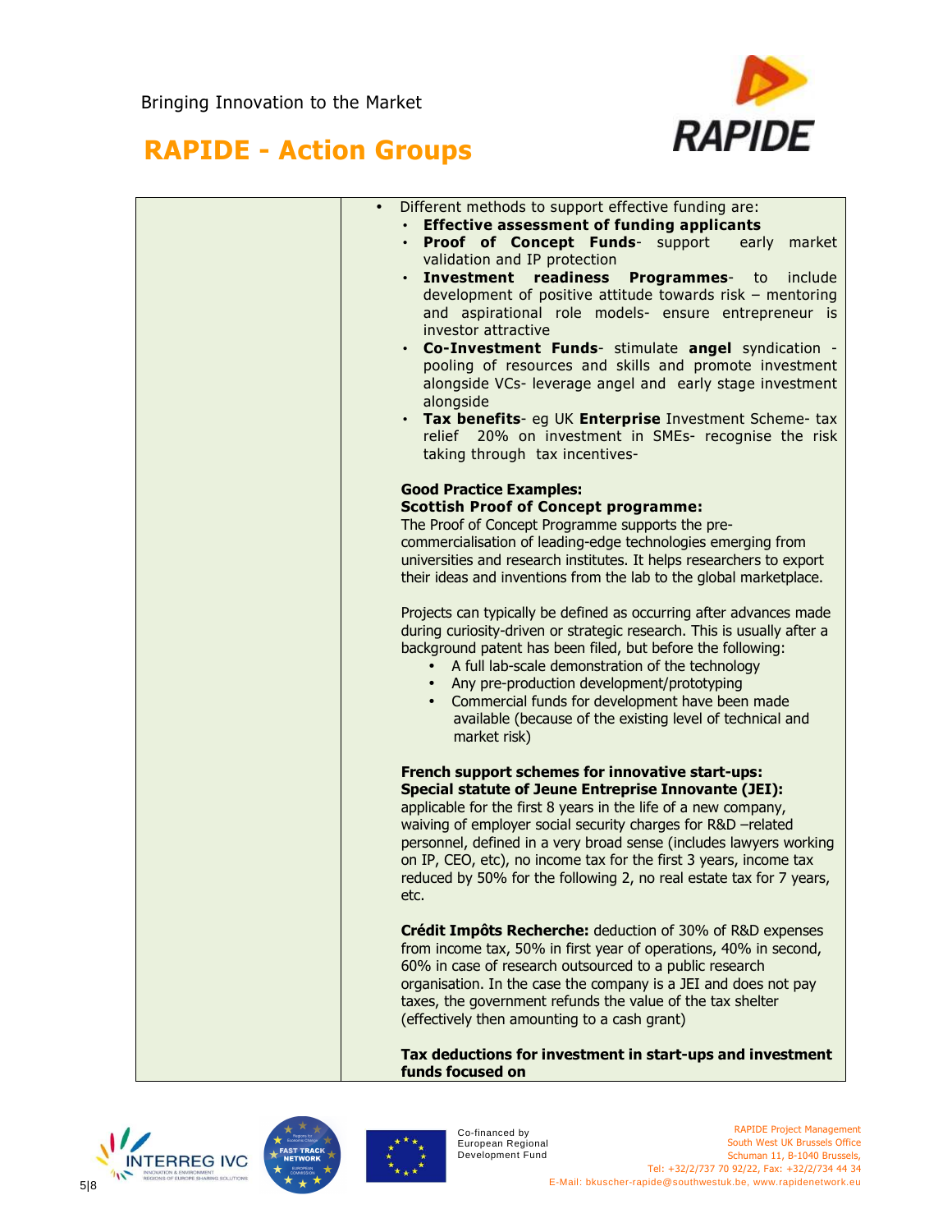# RAPIDE - Action Groups

| | |
|---|---|
| | • Different methods to support effective funding are:<br>• **Effective assessment of funding applicants**<br>• **Proof of Concept Funds**- support early market validation and IP protection<br>• **Investment readiness Programmes**- to include development of positive attitude towards risk – mentoring and aspirational role models- ensure entrepreneur is investor attractive<br>• **Co-Investment Funds**- stimulate **angel** syndication - pooling of resources and skills and promote investment alongside VCs- leverage angel and early stage investment alongside<br>• **Tax benefits**- eg UK **Enterprise** Investment Scheme- tax relief 20% on investment in SMEs- recognise the risk taking through tax incentives-<br><br>**Good Practice Examples:**<br>**Scottish Proof of Concept programme:**<br>The Proof of Concept Programme supports the pre-commercialisation of leading-edge technologies emerging from universities and research institutes. It helps researchers to export their ideas and inventions from the lab to the global marketplace.<br><br>Projects can typically be defined as occurring after advances made during curiosity-driven or strategic research. This is usually after a background patent has been filed, but before the following:<br>• A full lab-scale demonstration of the technology<br>• Any pre-production development/prototyping<br>• Commercial funds for development have been made available (because of the existing level of technical and market risk)<br><br>**French support schemes for innovative start-ups:**<br>**Special statute of Jeune Entreprise Innovante (JEI):** applicable for the first 8 years in the life of a new company, waiving of employer social security charges for R&D –related personnel, defined in a very broad sense (includes lawyers working on IP, CEO, etc), no income tax for the first 3 years, income tax reduced by 50% for the following 2, no real estate tax for 7 years, etc.<br><br>**Crédit Impôts Recherche:** deduction of 30% of R&D expenses from income tax, 50% in first year of operations, 40% in second, 60% in case of research outsourced to a public research organisation. In the case the company is a JEI and does not pay taxes, the government refunds the value of the tax shelter (effectively then amounting to a cash grant)<br><br>**Tax deductions for investment in start-ups and investment funds focused on** |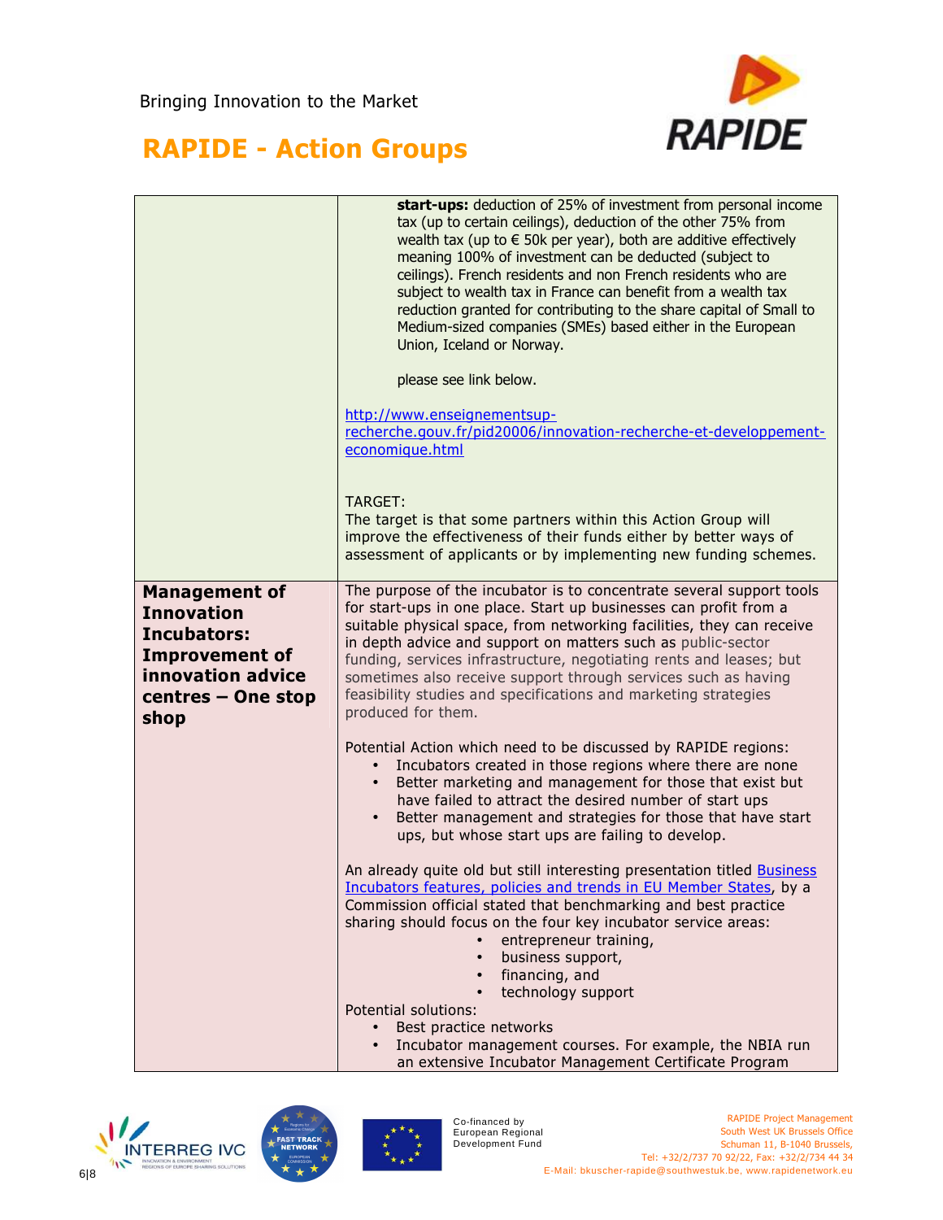Bringing Innovation to the Market

# RAPIDE - Action Groups

| | |
|---|---|
| | **start-ups:** deduction of 25% of investment from personal income tax (up to certain ceilings), deduction of the other 75% from wealth tax (up to € 50k per year), both are additive effectively meaning 100% of investment can be deducted (subject to ceilings). French residents and non French residents who are subject to wealth tax in France can benefit from a wealth tax reduction granted for contributing to the share capital of Small to Medium-sized companies (SMEs) based either in the European Union, Iceland or Norway.<br><br>please see link below.<br><br>[http://www.enseignementsup-recherche.gouv.fr/pid20006/innovation-recherche-et-developpement-economique.html](http://www.enseignementsup-recherche.gouv.fr/pid20006/innovation-recherche-et-developpement-economique.html)<br><br>TARGET:<br>The target is that some partners within this Action Group will improve the effectiveness of their funds either by better ways of assessment of applicants or by implementing new funding schemes. |
| **Management of Innovation Incubators: Improvement of innovation advice centres – One stop shop** | The purpose of the incubator is to concentrate several support tools for start-ups in one place. Start up businesses can profit from a suitable physical space, from networking facilities, they can receive in depth advice and support on matters such as public-sector funding, services infrastructure, negotiating rents and leases; but sometimes also receive support through services such as having feasibility studies and specifications and marketing strategies produced for them.<br><br>Potential Action which need to be discussed by RAPIDE regions:<br>• Incubators created in those regions where there are none<br>• Better marketing and management for those that exist but have failed to attract the desired number of start ups<br>• Better management and strategies for those that have start ups, but whose start ups are failing to develop.<br><br>An already quite old but still interesting presentation titled Business Incubators features, policies and trends in EU Member States, by a Commission official stated that benchmarking and best practice sharing should focus on the four key incubator service areas:<br>• entrepreneur training,<br>• business support,<br>• financing, and<br>• technology support<br>Potential solutions:<br>• Best practice networks<br>• Incubator management courses. For example, the NBIA run an extensive Incubator Management Certificate Program |

Co-financed by European Regional Development Fund

RAPIDE Project Management
South West UK Brussels Office
Schuman 11, B-1040 Brussels,
Tel: +32/2/737 70 92/22, Fax: +32/2/734 44 34
E-Mail: bkuscher-rapide@southwestuk.be, www.rapidenetwork.eu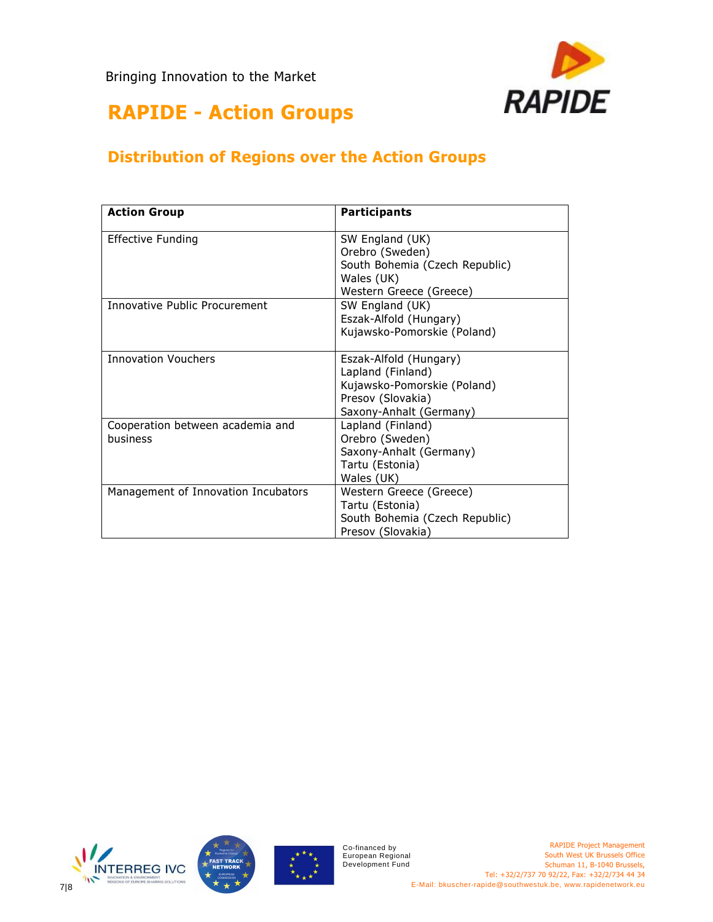Bringing Innovation to the Market

# RAPIDE - Action Groups

## Distribution of Regions over the Action Groups

| Action Group | Participants |
|---|---|
| Effective Funding | SW England (UK)<br>Orebro (Sweden)<br>South Bohemia (Czech Republic)<br>Wales (UK)<br>Western Greece (Greece) |
| Innovative Public Procurement | SW England (UK)<br>Eszak-Alfold (Hungary)<br>Kujawsko-Pomorskie (Poland) |
| Innovation Vouchers | Eszak-Alfold (Hungary)<br>Lapland (Finland)<br>Kujawsko-Pomorskie (Poland)<br>Presov (Slovakia)<br>Saxony-Anhalt (Germany) |
| Cooperation between academia and business | Lapland (Finland)<br>Orebro (Sweden)<br>Saxony-Anhalt (Germany)<br>Tartu (Estonia)<br>Wales (UK) |
| Management of Innovation Incubators | Western Greece (Greece)<br>Tartu (Estonia)<br>South Bohemia (Czech Republic)<br>Presov (Slovakia) |

Co-financed by European Regional Development Fund

RAPIDE Project Management
South West UK Brussels Office
Schuman 11, B-1040 Brussels,
Tel: +32/2/737 70 92/22, Fax: +32/2/734 44 34
E-Mail: bkuscher-rapide@southwestuk.be, www.rapidenetwork.eu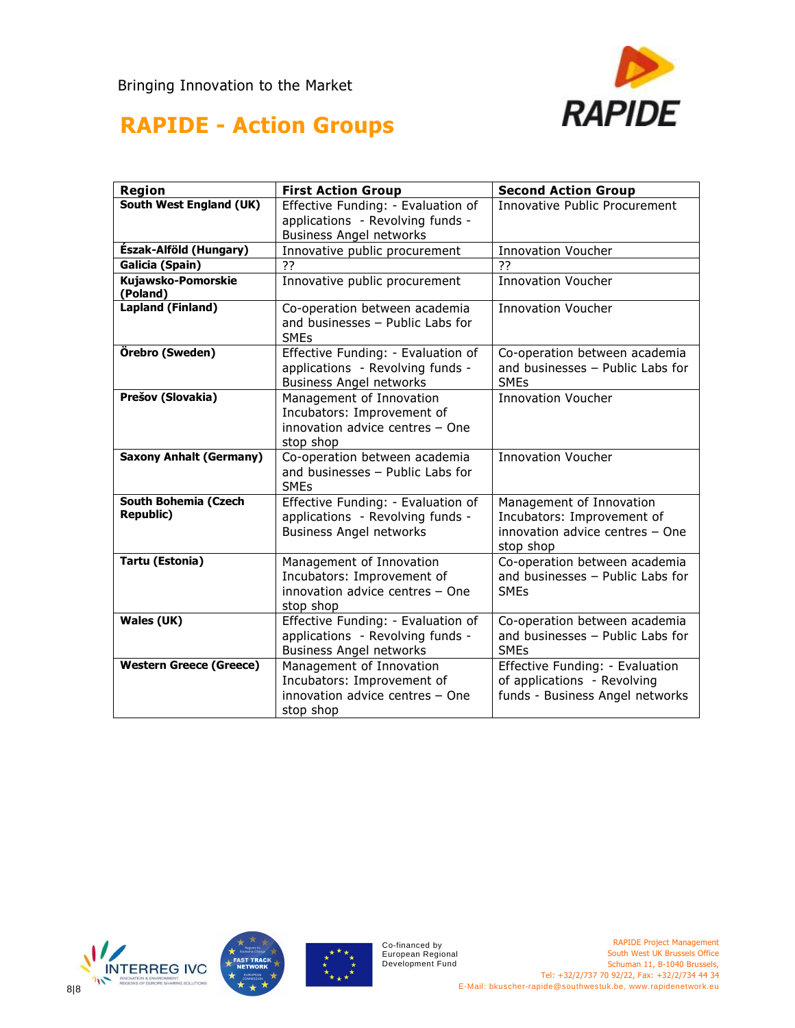Bringing Innovation to the Market

# RAPIDE - Action Groups

| Region | First Action Group | Second Action Group |
|---|---|---|
| **South West England (UK)** | Effective Funding: - Evaluation of applications - Revolving funds - Business Angel networks | Innovative Public Procurement |
| **Észak-Alföld (Hungary)** | Innovative public procurement | Innovation Voucher |
| **Galicia (Spain)** | ?? | ?? |
| **Kujawsko-Pomorskie (Poland)** | Innovative public procurement | Innovation Voucher |
| **Lapland (Finland)** | Co-operation between academia and businesses – Public Labs for SMEs | Innovation Voucher |
| **Örebro (Sweden)** | Effective Funding: - Evaluation of applications - Revolving funds - Business Angel networks | Co-operation between academia and businesses – Public Labs for SMEs |
| **Prešov (Slovakia)** | Management of Innovation Incubators: Improvement of innovation advice centres – One stop shop | Innovation Voucher |
| **Saxony Anhalt (Germany)** | Co-operation between academia and businesses – Public Labs for SMEs | Innovation Voucher |
| **South Bohemia (Czech Republic)** | Effective Funding: - Evaluation of applications - Revolving funds - Business Angel networks | Management of Innovation Incubators: Improvement of innovation advice centres – One stop shop |
| **Tartu (Estonia)** | Management of Innovation Incubators: Improvement of innovation advice centres – One stop shop | Co-operation between academia and businesses – Public Labs for SMEs |
| **Wales (UK)** | Effective Funding: - Evaluation of applications - Revolving funds - Business Angel networks | Co-operation between academia and businesses – Public Labs for SMEs |
| **Western Greece (Greece)** | Management of Innovation Incubators: Improvement of innovation advice centres – One stop shop | Effective Funding: - Evaluation of applications - Revolving funds - Business Angel networks |

Co-financed by European Regional Development Fund

RAPIDE Project Management
South West UK Brussels Office
Schuman 11, B-1040 Brussels,
Tel: +32/2/737 70 92/22, Fax: +32/2/734 44 34
E-Mail: bkuscher-rapide@southwestuk.be, www.rapidenetwork.eu